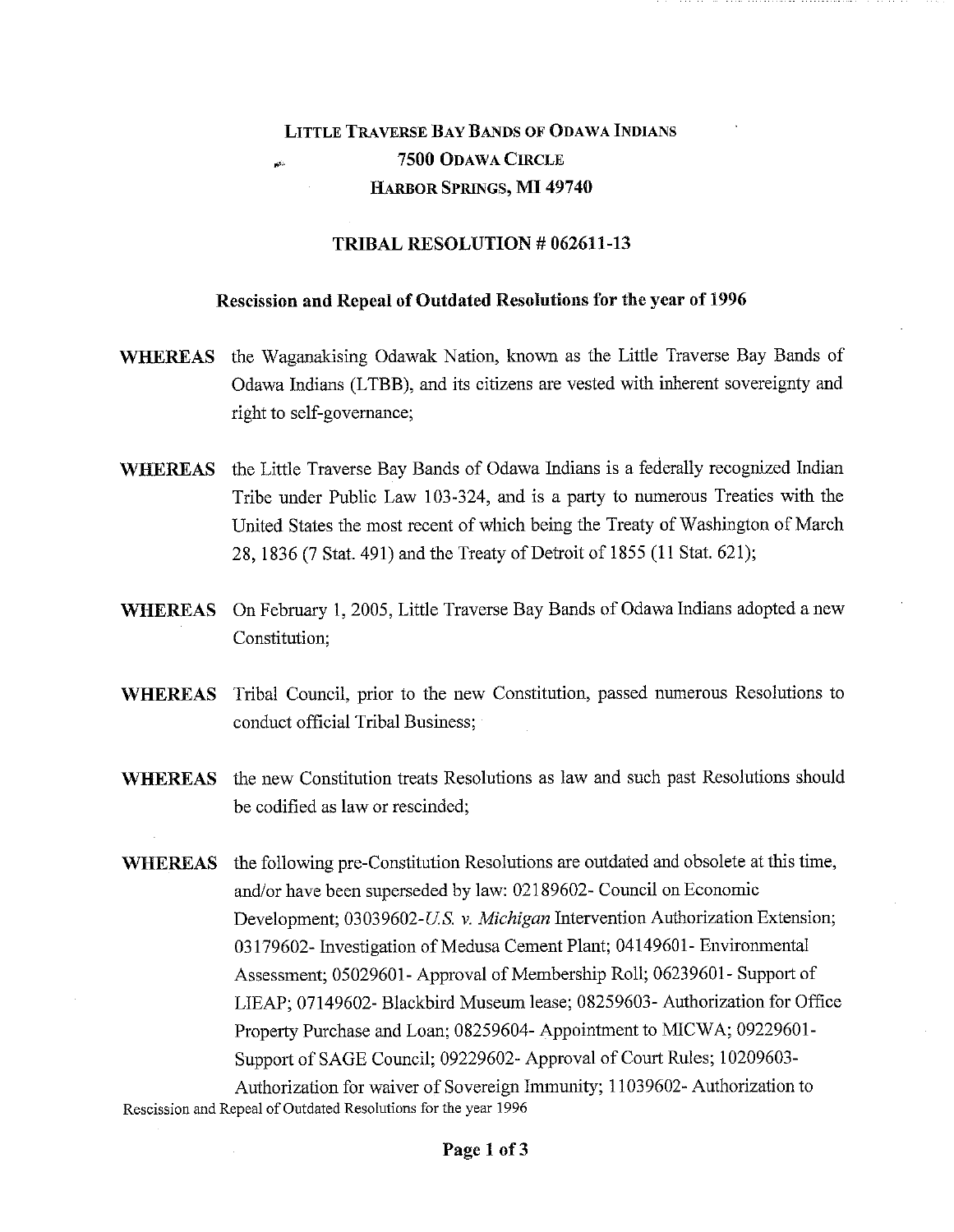**LITTLE TRAVERSE BAY BANDS OF ODAWA INDIANS**
**7500 ODAWA CIRCLE**
**HARBOR SPRINGS, MI 49740**

# TRIBAL RESOLUTION # 062611-13

## Rescission and Repeal of Outdated Resolutions for the year of 1996

**WHEREAS** the Waganakising Odawak Nation, known as the Little Traverse Bay Bands of Odawa Indians (LTBB), and its citizens are vested with inherent sovereignty and right to self-governance;

**WHEREAS** the Little Traverse Bay Bands of Odawa Indians is a federally recognized Indian Tribe under Public Law 103-324, and is a party to numerous Treaties with the United States the most recent of which being the Treaty of Washington of March 28, 1836 (7 Stat. 491) and the Treaty of Detroit of 1855 (11 Stat. 621);

**WHEREAS** On February 1, 2005, Little Traverse Bay Bands of Odawa Indians adopted a new Constitution;

**WHEREAS** Tribal Council, prior to the new Constitution, passed numerous Resolutions to conduct official Tribal Business;

**WHEREAS** the new Constitution treats Resolutions as law and such past Resolutions should be codified as law or rescinded;

**WHEREAS** the following pre-Constitution Resolutions are outdated and obsolete at this time, and/or have been superseded by law: 02189602- Council on Economic Development; 03039602-*U.S. v. Michigan* Intervention Authorization Extension; 03179602- Investigation of Medusa Cement Plant; 04149601- Environmental Assessment; 05029601- Approval of Membership Roll; 06239601- Support of LIEAP; 07149602- Blackbird Museum lease; 08259603- Authorization for Office Property Purchase and Loan; 08259604- Appointment to MICWA; 09229601- Support of SAGE Council; 09229602- Approval of Court Rules; 10209603- Authorization for waiver of Sovereign Immunity; 11039602- Authorization to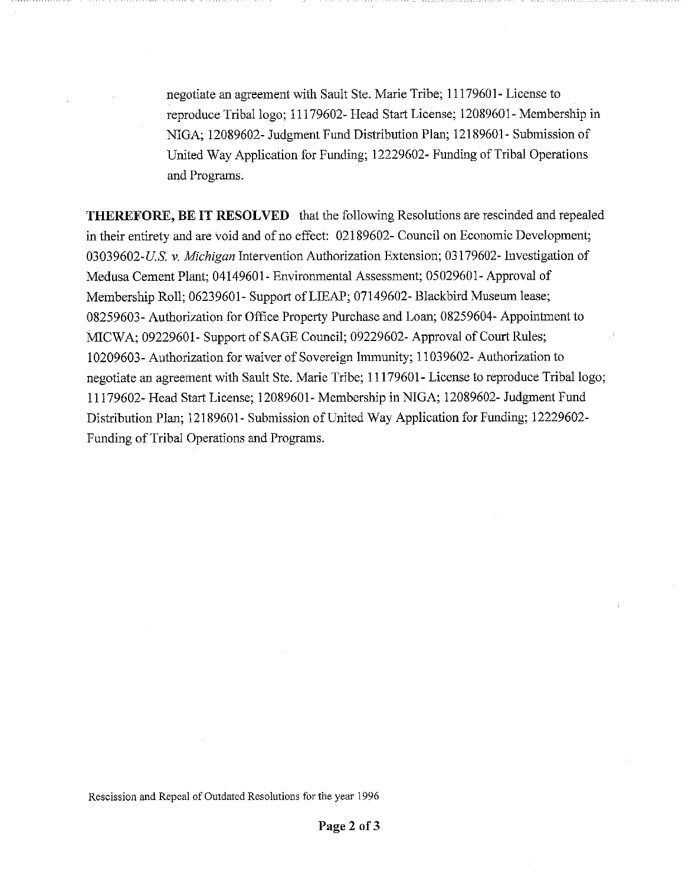negotiate an agreement with Sault Ste. Marie Tribe; 11179601- License to reproduce Tribal logo; 11179602- Head Start License; 12089601- Membership in NIGA; 12089602- Judgment Fund Distribution Plan; 12189601- Submission of United Way Application for Funding; 12229602- Funding of Tribal Operations and Programs.

**THEREFORE, BE IT RESOLVED** that the following Resolutions are rescinded and repealed in their entirety and are void and of no effect: 02189602- Council on Economic Development; 03039602-*U.S. v. Michigan* Intervention Authorization Extension; 03179602- Investigation of Medusa Cement Plant; 04149601- Environmental Assessment; 05029601- Approval of Membership Roll; 06239601- Support of LIEAP; 07149602- Blackbird Museum lease; 08259603- Authorization for Office Property Purchase and Loan; 08259604- Appointment to MICWA; 09229601- Support of SAGE Council; 09229602- Approval of Court Rules; 10209603- Authorization for waiver of Sovereign Immunity; 11039602- Authorization to negotiate an agreement with Sault Ste. Marie Tribe; 11179601- License to reproduce Tribal logo; 11179602- Head Start License; 12089601- Membership in NIGA; 12089602- Judgment Fund Distribution Plan; 12189601- Submission of United Way Application for Funding; 12229602- Funding of Tribal Operations and Programs.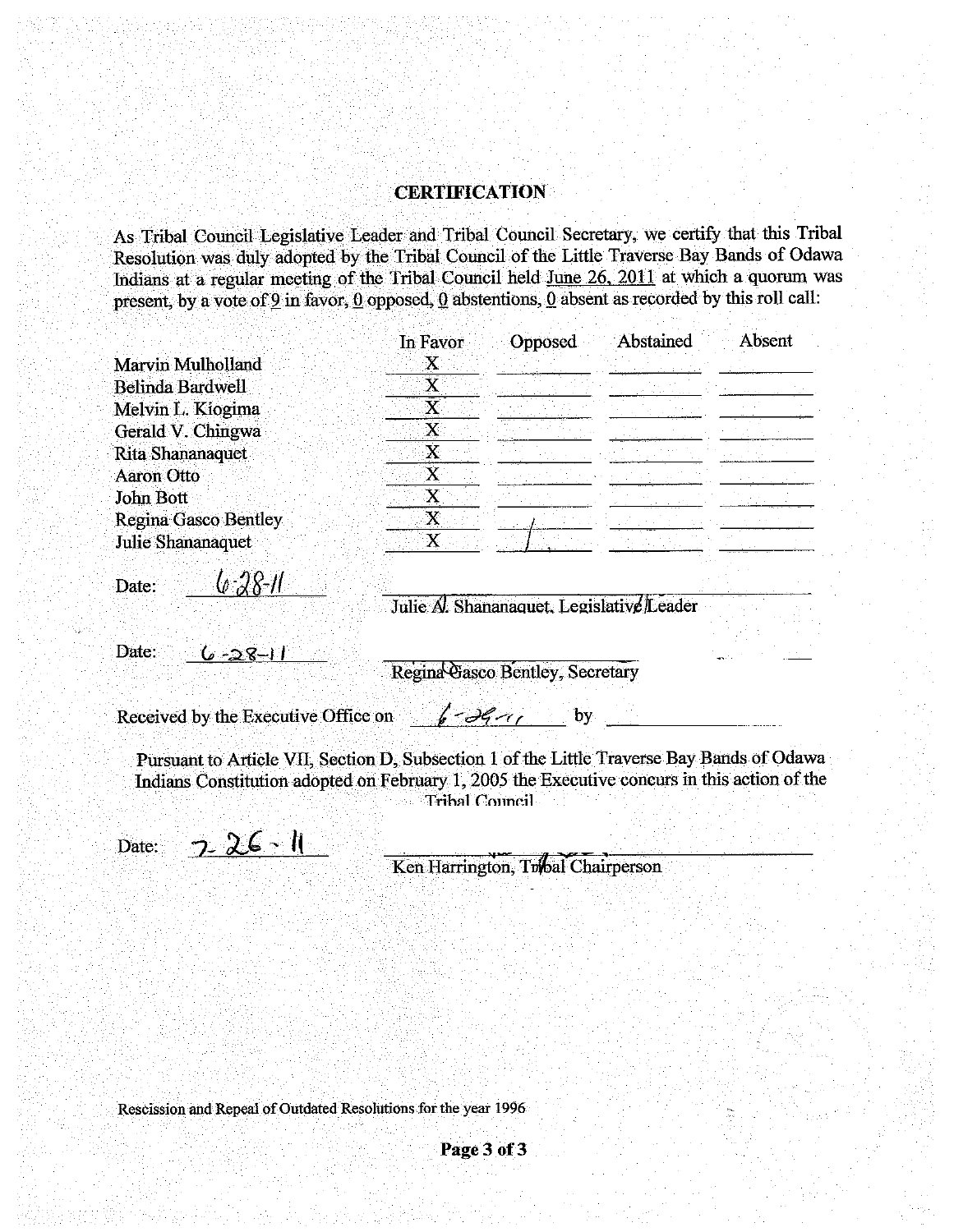## CERTIFICATION

As Tribal Council Legislative Leader and Tribal Council Secretary, we certify that this Tribal Resolution was duly adopted by the Tribal Council of the Little Traverse Bay Bands of Odawa Indians at a regular meeting of the Tribal Council held June 26, 2011 at which a quorum was present, by a vote of 9 in favor, 0 opposed, 0 abstentions, 0 absent as recorded by this roll call:

| | In Favor | Opposed | Abstained | Absent |
|---|---|---|---|---|
| Marvin Mulholland | X | | | |
| Belinda Bardwell | X | | | |
| Melvin L. Kiogima | X | | | |
| Gerald V. Chingwa | X | | | |
| Rita Shananaquet | X | | | |
| Aaron Otto | X | | | |
| John Bott | X | | | |
| Regina Gasco Bentley | X | | | |
| Julie Shananaquet | X | | | |

Date: 6-28-11 ______________________________
Julie A. Shananaquet, Legislative Leader

Date: 6-28-11 ______________________________
Regina Gasco Bentley, Secretary

Received by the Executive Office on 6-29-11 by ______________

Pursuant to Article VII, Section D, Subsection 1 of the Little Traverse Bay Bands of Odawa Indians Constitution adopted on February 1, 2005 the Executive concurs in this action of the Tribal Council

Date: 7-26-11 ______________________________
Ken Harrington, Tribal Chairperson

Rescission and Repeal of Outdated Resolutions for the year 1996